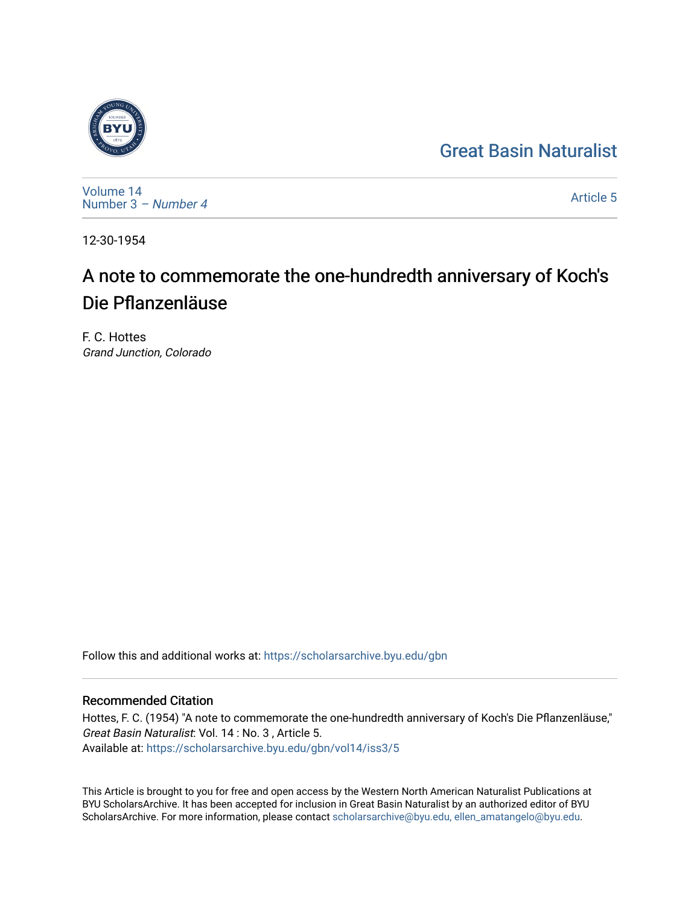Great Basin Naturalist

Volume 14
Number 3 – *Number 4*

Article 5

12-30-1954

# A note to commemorate the one-hundredth anniversary of Koch's Die Pflanzenläuse

F. C. Hottes
*Grand Junction, Colorado*

Follow this and additional works at: https://scholarsarchive.byu.edu/gbn

## Recommended Citation

Hottes, F. C. (1954) "A note to commemorate the one-hundredth anniversary of Koch's Die Pflanzenläuse," *Great Basin Naturalist*: Vol. 14 : No. 3 , Article 5.
Available at: https://scholarsarchive.byu.edu/gbn/vol14/iss3/5

This Article is brought to you for free and open access by the Western North American Naturalist Publications at BYU ScholarsArchive. It has been accepted for inclusion in Great Basin Naturalist by an authorized editor of BYU ScholarsArchive. For more information, please contact scholarsarchive@byu.edu, ellen_amatangelo@byu.edu.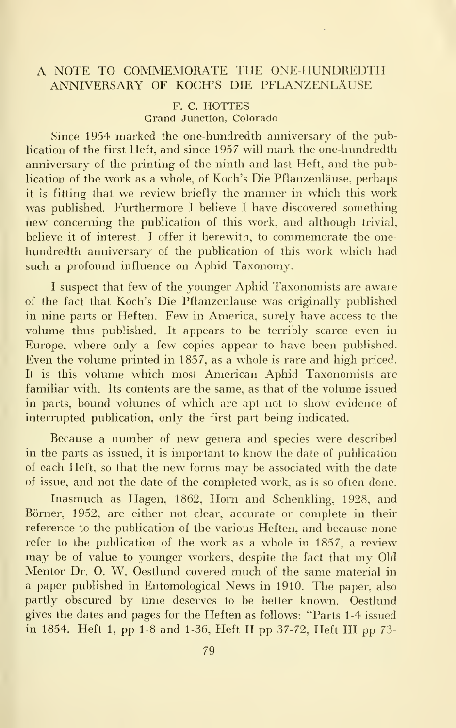## A NOTE TO COMMEMORATE THE ONE-HUNDREDTH ANNIVERSARY OF KOCH'S DIE PFLANZENLÄUSE

F. C. HOTTES
Grand Junction, Colorado

Since 1954 marked the one-hundredth anniversary of the publication of the first Heft, and since 1957 will mark the one-hundredth anniversary of the printing of the ninth and last Heft, and the publication of the work as a whole, of Koch's Die Pflanzenläuse, perhaps it is fitting that we review briefly the manner in which this work was published. Furthermore I believe I have discovered something new concerning the publication of this work, and although trivial, believe it of interest. I offer it herewith, to commemorate the one-hundredth anniversary of the publication of this work which had such a profound influence on Aphid Taxonomy.

I suspect that few of the younger Aphid Taxonomists are aware of the fact that Koch's Die Pflanzenläuse was originally published in nine parts or Heften. Few in America, surely have access to the volume thus published. It appears to be terribly scarce even in Europe, where only a few copies appear to have been published. Even the volume printed in 1857, as a whole is rare and high priced. It is this volume which most American Aphid Taxonomists are familiar with. Its contents are the same, as that of the volume issued in parts, bound volumes of which are apt not to show evidence of interrupted publication, only the first part being indicated.

Because a number of new genera and species were described in the parts as issued, it is important to know the date of publication of each Heft, so that the new forms may be associated with the date of issue, and not the date of the completed work, as is so often done.

Inasmuch as Hagen, 1862, Horn and Schenkling, 1928, and Börner, 1952, are either not clear, accurate or complete in their reference to the publication of the various Heften, and because none refer to the publication of the work as a whole in 1857, a review may be of value to younger workers, despite the fact that my Old Mentor Dr. O. W. Oestlund covered much of the same material in a paper published in Entomological News in 1910. The paper, also partly obscured by time deserves to be better known. Oestlund gives the dates and pages for the Heften as follows: "Parts 1-4 issued in 1854. Heft 1, pp 1-8 and 1-36, Heft II pp 37-72, Heft III pp 73-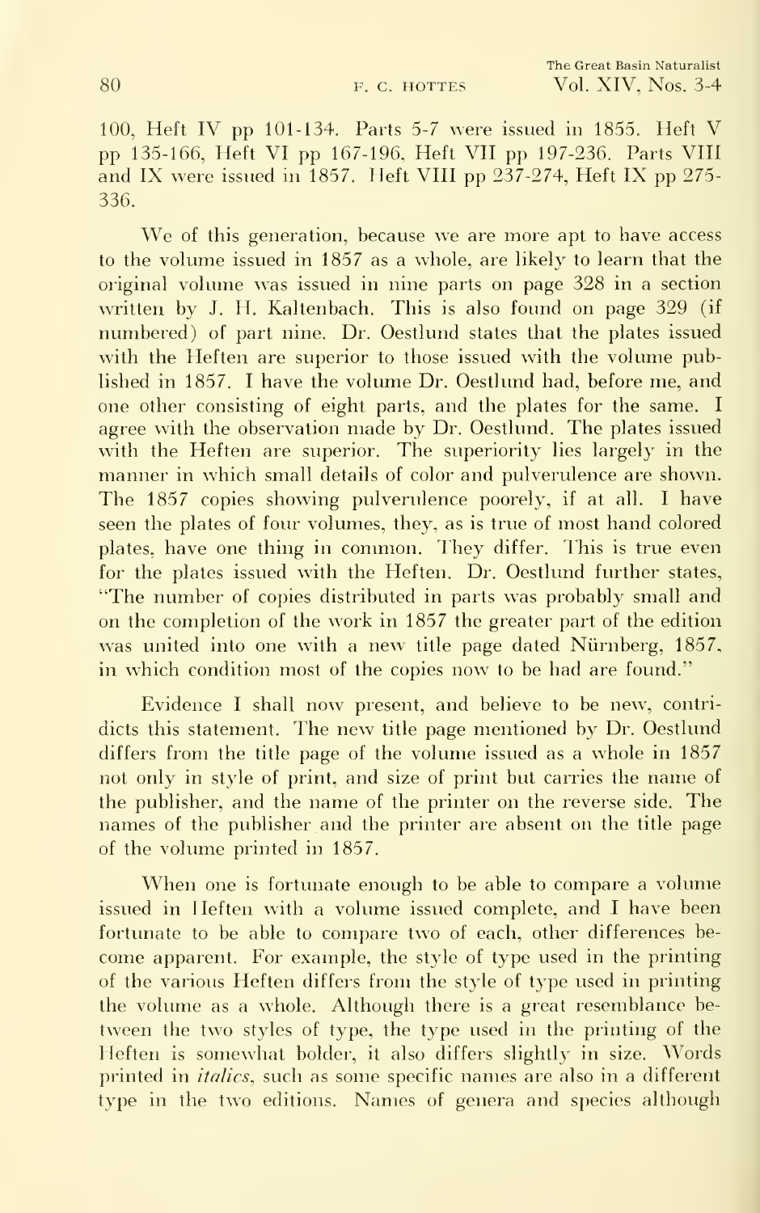100, Heft IV pp 101-134. Parts 5-7 were issued in 1855. Heft V pp 135-166, Heft VI pp 167-196, Heft VII pp 197-236. Parts VIII and IX were issued in 1857. Heft VIII pp 237-274, Heft IX pp 275-336.

We of this generation, because we are more apt to have access to the volume issued in 1857 as a whole, are likely to learn that the original volume was issued in nine parts on page 328 in a section written by J. H. Kaltenbach. This is also found on page 329 (if numbered) of part nine. Dr. Oestlund states that the plates issued with the Heften are superior to those issued with the volume published in 1857. I have the volume Dr. Oestlund had, before me, and one other consisting of eight parts, and the plates for the same. I agree with the observation made by Dr. Oestlund. The plates issued with the Heften are superior. The superiority lies largely in the manner in which small details of color and pulverulence are shown. The 1857 copies showing pulverulence poorely, if at all. I have seen the plates of four volumes, they, as is true of most hand colored plates, have one thing in common. They differ. This is true even for the plates issued with the Heften. Dr. Oestlund further states, "The number of copies distributed in parts was probably small and on the completion of the work in 1857 the greater part of the edition was united into one with a new title page dated Nürnberg, 1857, in which condition most of the copies now to be had are found."

Evidence I shall now present, and believe to be new, contridicts this statement. The new title page mentioned by Dr. Oestlund differs from the title page of the volume issued as a whole in 1857 not only in style of print, and size of print but carries the name of the publisher, and the name of the printer on the reverse side. The names of the publisher and the printer are absent on the title page of the volume printed in 1857.

When one is fortunate enough to be able to compare a volume issued in Heften with a volume issued complete, and I have been fortunate to be able to compare two of each, other differences become apparent. For example, the style of type used in the printing of the various Heften differs from the style of type used in printing the volume as a whole. Although there is a great resemblance between the two styles of type, the type used in the printing of the Heften is somewhat bolder, it also differs slightly in size. Words printed in *italics*, such as some specific names are also in a different type in the two editions. Names of genera and species although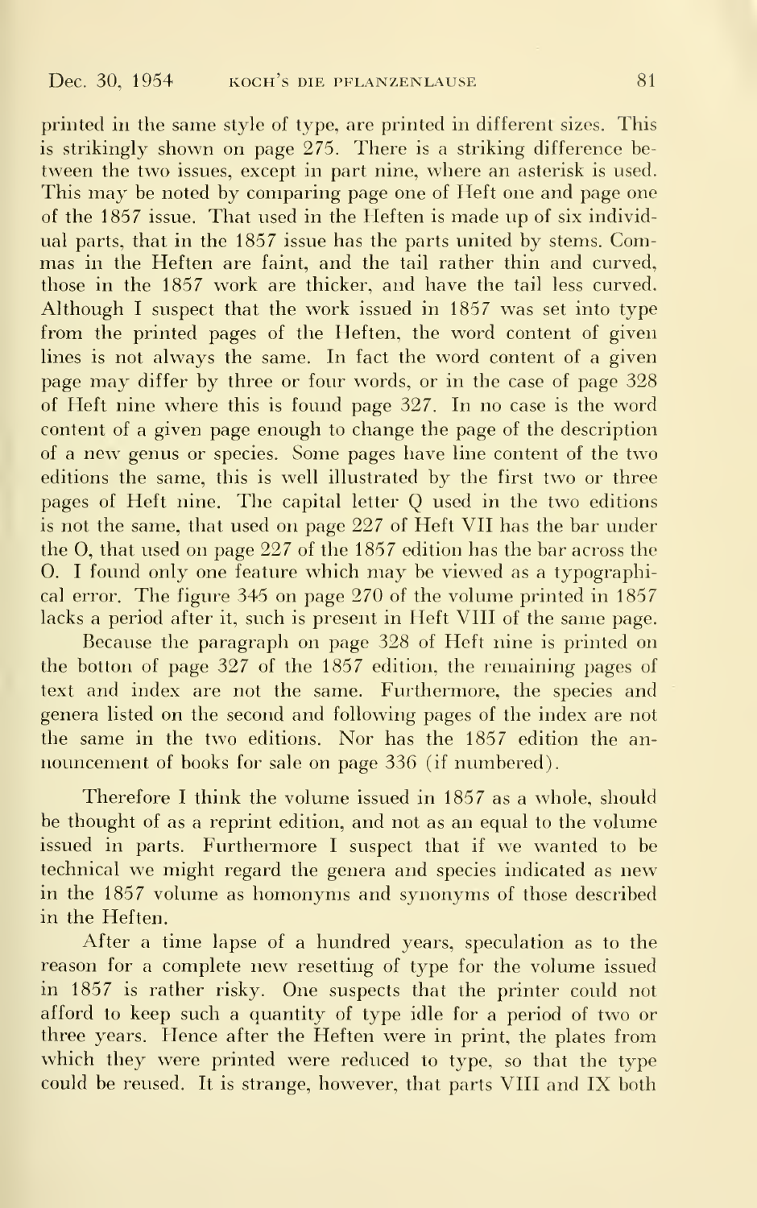printed in the same style of type, are printed in different sizes. This is strikingly shown on page 275. There is a striking difference between the two issues, except in part nine, where an asterisk is used. This may be noted by comparing page one of Heft one and page one of the 1857 issue. That used in the Heften is made up of six individual parts, that in the 1857 issue has the parts united by stems. Commas in the Heften are faint, and the tail rather thin and curved, those in the 1857 work are thicker, and have the tail less curved. Although I suspect that the work issued in 1857 was set into type from the printed pages of the Heften, the word content of given lines is not always the same. In fact the word content of a given page may differ by three or four words, or in the case of page 328 of Heft nine where this is found page 327. In no case is the word content of a given page enough to change the page of the description of a new genus or species. Some pages have line content of the two editions the same, this is well illustrated by the first two or three pages of Heft nine. The capital letter Q used in the two editions is not the same, that used on page 227 of Heft VII has the bar under the O, that used on page 227 of the 1857 edition has the bar across the O. I found only one feature which may be viewed as a typographical error. The figure 345 on page 270 of the volume printed in 1857 lacks a period after it, such is present in Heft VIII of the same page.

Because the paragraph on page 328 of Heft nine is printed on the botton of page 327 of the 1857 edition, the remaining pages of text and index are not the same. Furthermore, the species and genera listed on the second and following pages of the index are not the same in the two editions. Nor has the 1857 edition the announcement of books for sale on page 336 (if numbered).

Therefore I think the volume issued in 1857 as a whole, should be thought of as a reprint edition, and not as an equal to the volume issued in parts. Furthermore I suspect that if we wanted to be technical we might regard the genera and species indicated as new in the 1857 volume as homonyms and synonyms of those described in the Heften.

After a time lapse of a hundred years, speculation as to the reason for a complete new resetting of type for the volume issued in 1857 is rather risky. One suspects that the printer could not afford to keep such a quantity of type idle for a period of two or three years. Hence after the Heften were in print, the plates from which they were printed were reduced to type, so that the type could be reused. It is strange, however, that parts VIII and IX both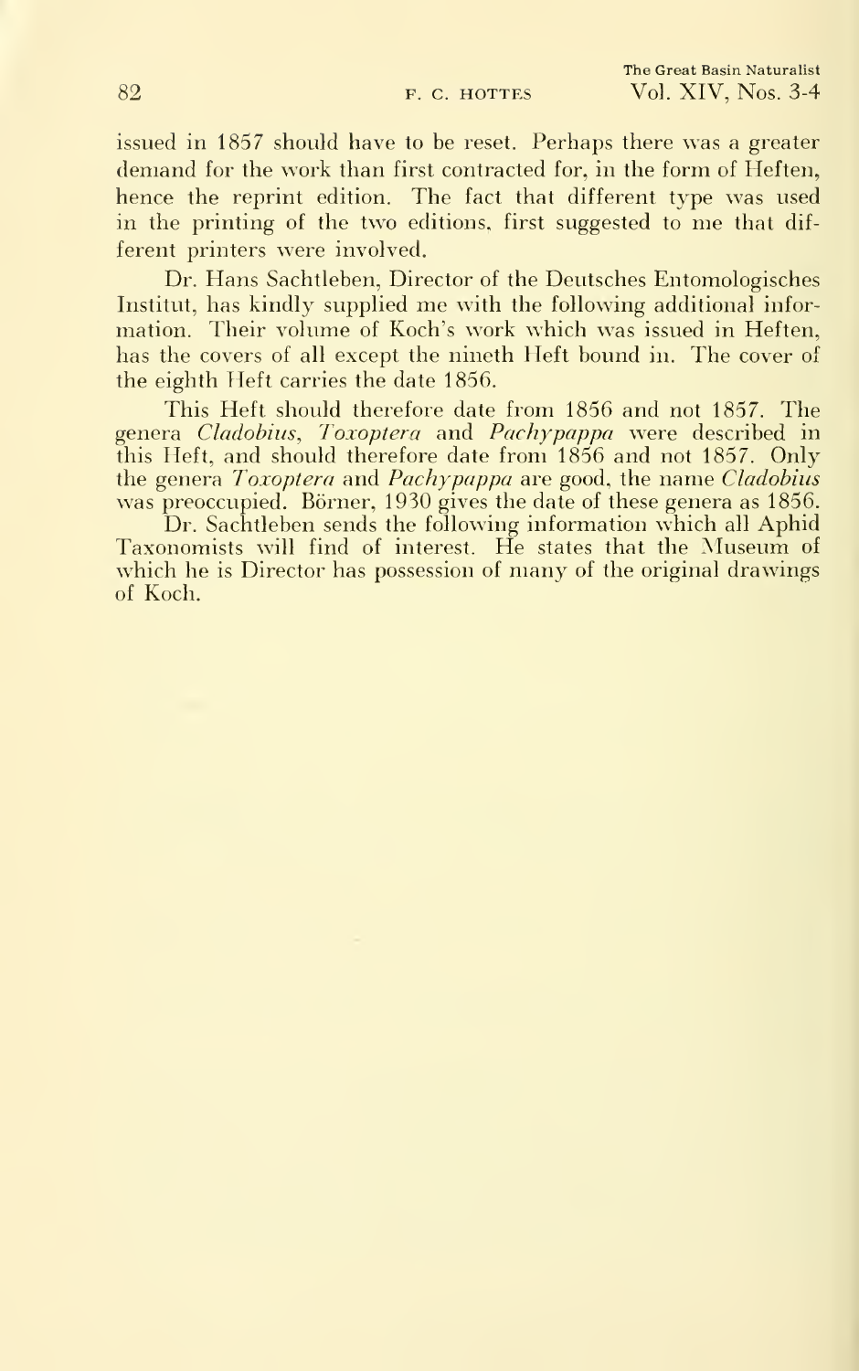issued in 1857 should have to be reset. Perhaps there was a greater demand for the work than first contracted for, in the form of Heften, hence the reprint edition. The fact that different type was used in the printing of the two editions, first suggested to me that different printers were involved.

Dr. Hans Sachtleben, Director of the Deutsches Entomologisches Institut, has kindly supplied me with the following additional information. Their volume of Koch's work which was issued in Heften, has the covers of all except the nineth Heft bound in. The cover of the eighth Heft carries the date 1856.

This Heft should therefore date from 1856 and not 1857. The genera *Cladobius*, *Toxoptera* and *Pachypappa* were described in this Heft, and should therefore date from 1856 and not 1857. Only the genera *Toxoptera* and *Pachypappa* are good, the name *Cladobius* was preoccupied. Börner, 1930 gives the date of these genera as 1856.

Dr. Sachtleben sends the following information which all Aphid Taxonomists will find of interest. He states that the Museum of which he is Director has possession of many of the original drawings of Koch.